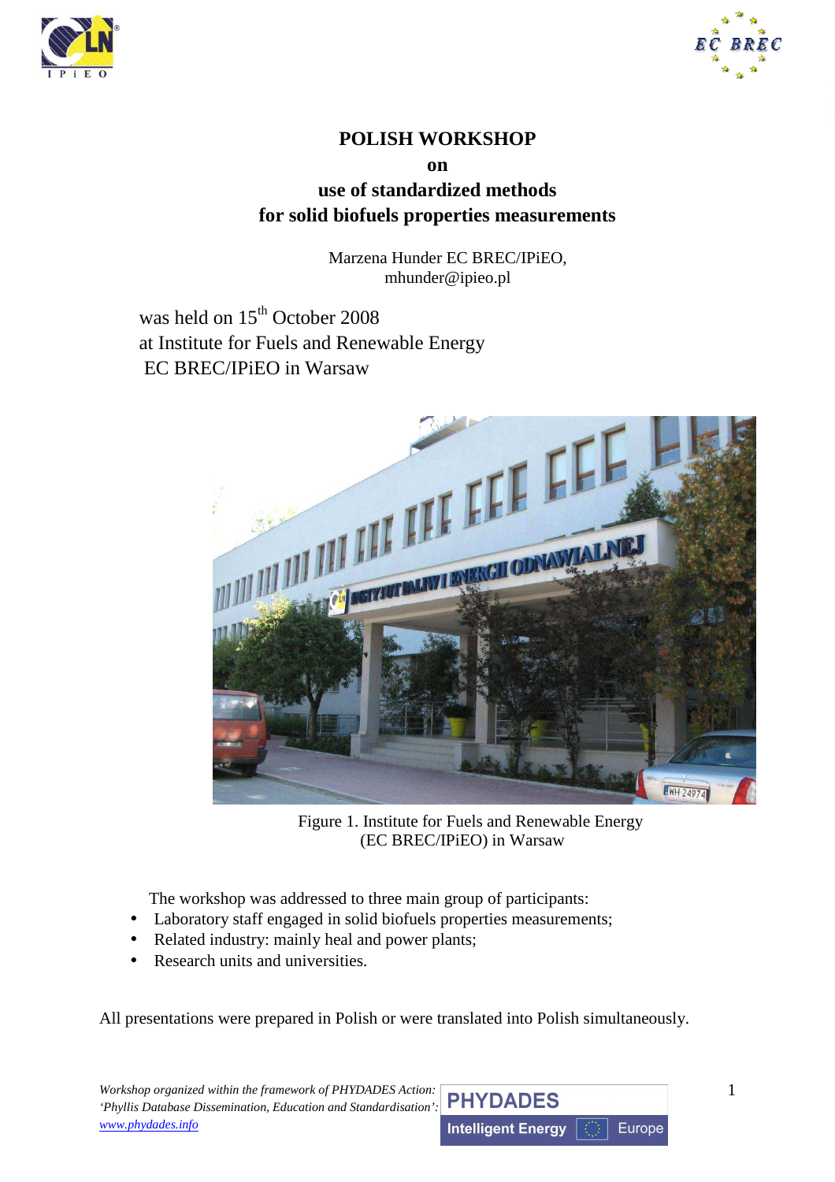# POLISH WORKSHOP
## on
## use of standardized methods for solid biofuels properties measurements

Marzena Hunder EC BREC/IPiEO,
mhunder@ipieo.pl

was held on 15th October 2008
at Institute for Fuels and Renewable Energy
EC BREC/IPiEO in Warsaw

Figure 1. Institute for Fuels and Renewable Energy (EC BREC/IPiEO) in Warsaw

The workshop was addressed to three main group of participants:

- Laboratory staff engaged in solid biofuels properties measurements;
- Related industry: mainly heal and power plants;
- Research units and universities.

All presentations were prepared in Polish or were translated into Polish simultaneously.

*Workshop organized within the framework of PHYDADES Action: 'Phyllis Database Dissemination, Education and Standardisation':* *www.phydades.info*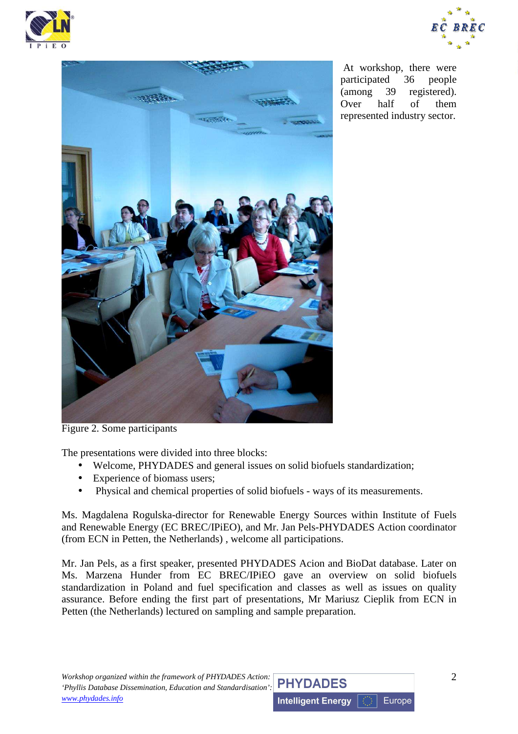At workshop, there were participated 36 people (among 39 registered). Over half of them represented industry sector.

Figure 2. Some participants

The presentations were divided into three blocks:

- Welcome, PHYDADES and general issues on solid biofuels standardization;
- Experience of biomass users;
- Physical and chemical properties of solid biofuels - ways of its measurements.

Ms. Magdalena Rogulska-director for Renewable Energy Sources within Institute of Fuels and Renewable Energy (EC BREC/IPiEO), and Mr. Jan Pels-PHYDADES Action coordinator (from ECN in Petten, the Netherlands) , welcome all participations.

Mr. Jan Pels, as a first speaker, presented PHYDADES Acion and BioDat database. Later on Ms. Marzena Hunder from EC BREC/IPiEO gave an overview on solid biofuels standardization in Poland and fuel specification and classes as well as issues on quality assurance. Before ending the first part of presentations, Mr Mariusz Cieplik from ECN in Petten (the Netherlands) lectured on sampling and sample preparation.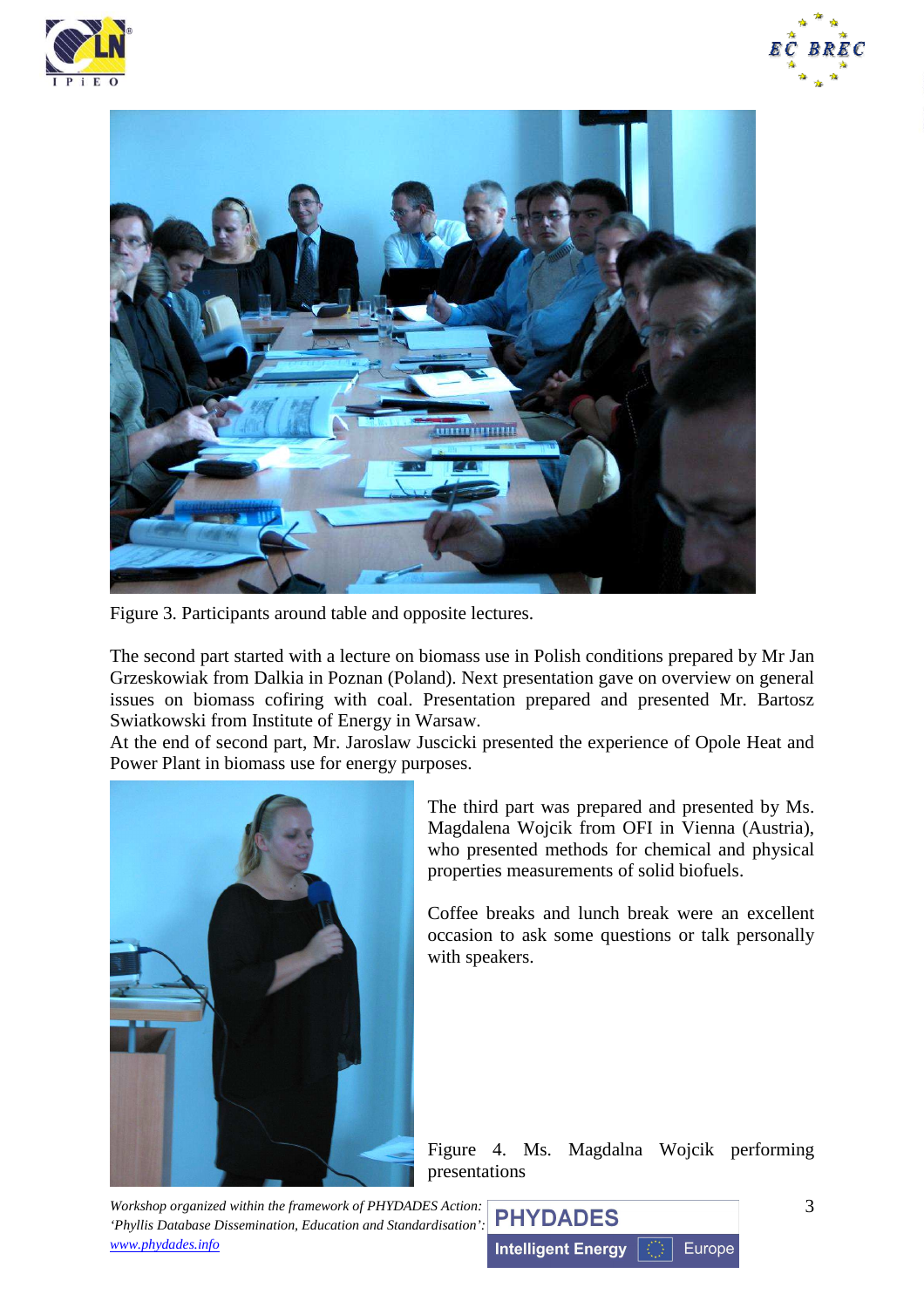Figure 3. Participants around table and opposite lectures.

The second part started with a lecture on biomass use in Polish conditions prepared by Mr Jan Grzeskowiak from Dalkia in Poznan (Poland). Next presentation gave on overview on general issues on biomass cofiring with coal. Presentation prepared and presented Mr. Bartosz Swiatkowski from Institute of Energy in Warsaw.

At the end of second part, Mr. Jaroslaw Juscicki presented the experience of Opole Heat and Power Plant in biomass use for energy purposes.

The third part was prepared and presented by Ms. Magdalena Wojcik from OFI in Vienna (Austria), who presented methods for chemical and physical properties measurements of solid biofuels.

Coffee breaks and lunch break were an excellent occasion to ask some questions or talk personally with speakers.

Figure 4. Ms. Magdalna Wojcik performing presentations

*Workshop organized within the framework of PHYDADES Action: 'Phyllis Database Dissemination, Education and Standardisation':* *www.phydades.info*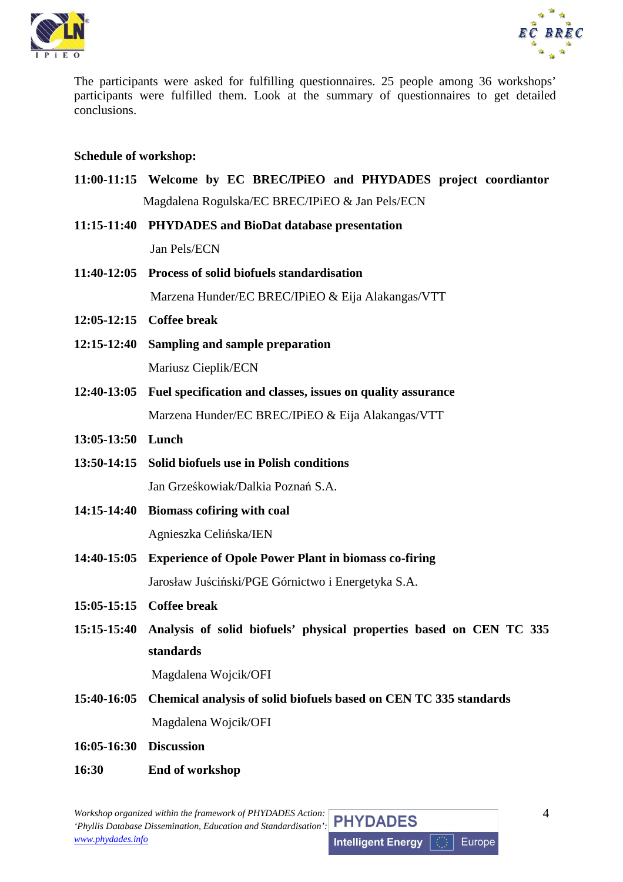The participants were asked for fulfilling questionnaires. 25 people among 36 workshops' participants were fulfilled them. Look at the summary of questionnaires to get detailed conclusions.

**Schedule of workshop:**

**11:00-11:15 Welcome by EC BREC/IPiEO and PHYDADES project coordiantor**
Magdalena Rogulska/EC BREC/IPiEO & Jan Pels/ECN

**11:15-11:40 PHYDADES and BioDat database presentation**
Jan Pels/ECN

**11:40-12:05 Process of solid biofuels standardisation**
Marzena Hunder/EC BREC/IPiEO & Eija Alakangas/VTT

**12:05-12:15 Coffee break**

**12:15-12:40 Sampling and sample preparation**
Mariusz Cieplik/ECN

**12:40-13:05 Fuel specification and classes, issues on quality assurance**
Marzena Hunder/EC BREC/IPiEO & Eija Alakangas/VTT

**13:05-13:50 Lunch**

**13:50-14:15 Solid biofuels use in Polish conditions**
Jan Grześkowiak/Dalkia Poznań S.A.

**14:15-14:40 Biomass cofiring with coal**
Agnieszka Celińska/IEN

**14:40-15:05 Experience of Opole Power Plant in biomass co-firing**
Jarosław Juściński/PGE Górnictwo i Energetyka S.A.

**15:05-15:15 Coffee break**

**15:15-15:40 Analysis of solid biofuels' physical properties based on CEN TC 335 standards**
Magdalena Wojcik/OFI

**15:40-16:05 Chemical analysis of solid biofuels based on CEN TC 335 standards**
Magdalena Wojcik/OFI

**16:05-16:30 Discussion**

**16:30 End of workshop**

*Workshop organized within the framework of PHYDADES Action: 'Phyllis Database Dissemination, Education and Standardisation':* *www.phydades.info*

PHYDADES
Intelligent Energy Europe